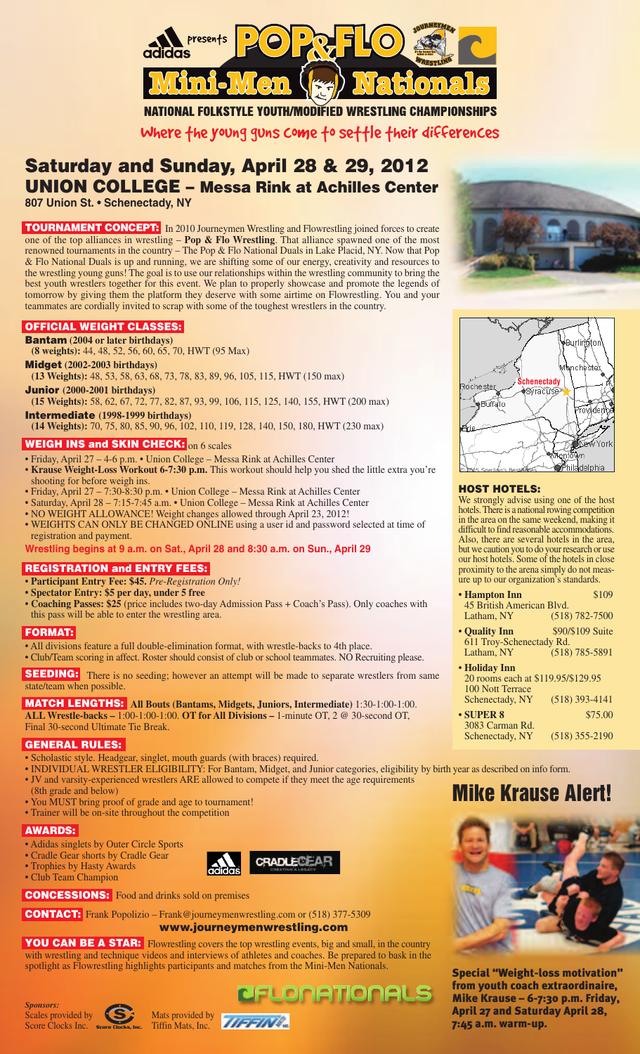adidas presents **POP & FLO Mini-Men Nationals**

**NATIONAL FOLKSTYLE YOUTH/MODIFIED WRESTLING CHAMPIONSHIPS**

*Where the young guns come to settle their differences*

# Saturday and Sunday, April 28 & 29, 2012

## UNION COLLEGE – Messa Rink at Achilles Center

**807 Union St. • Schenectady, NY**

**TOURNAMENT CONCEPT:** In 2010 Journeymen Wrestling and Flowrestling joined forces to create one of the top alliances in wrestling – **Pop & Flo Wrestling**. That alliance spawned one of the most renowned tournaments in the country – The Pop & Flo National Duals in Lake Placid, NY. Now that Pop & Flo National Duals is up and running, we are shifting some of our energy, creativity and resources to the wrestling young guns! The goal is to use our relationships within the wrestling community to bring the best youth wrestlers together for this event. We plan to properly showcase and promote the legends of tomorrow by giving them the platform they deserve with some airtime on Flowrestling. You and your teammates are cordially invited to scrap with some of the toughest wrestlers in the country.

### OFFICIAL WEIGHT CLASSES:

**Bantam (2004 or later birthdays)**
**(8 weights):** 44, 48, 52, 56, 60, 65, 70, HWT (95 Max)

**Midget (2002-2003 birthdays)**
**(13 Weights):** 48, 53, 58, 63, 68, 73, 78, 83, 89, 96, 105, 115, HWT (150 max)

**Junior (2000-2001 birthdays)**
**(15 Weights):** 58, 62, 67, 72, 77, 82, 87, 93, 99, 106, 115, 125, 140, 155, HWT (200 max)

**Intermediate (1998-1999 birthdays)**
**(14 Weights):** 70, 75, 80, 85, 90, 96, 102, 110, 119, 128, 140, 150, 180, HWT (230 max)

### WEIGH INS and SKIN CHECK: on 6 scales

- Friday, April 27 – 4-6 p.m. • Union College – Messa Rink at Achilles Center
- **Krause Weight-Loss Workout 6-7:30 p.m.** This workout should help you shed the little extra you're shooting for before weigh ins.
- Friday, April 27 – 7:30-8:30 p.m. • Union College – Messa Rink at Achilles Center
- Saturday, April 28 – 7:15-7:45 a.m. • Union College – Messa Rink at Achilles Center
- NO WEIGHT ALLOWANCE! Weight changes allowed through April 23, 2012!
- WEIGHTS CAN ONLY BE CHANGED ONLINE using a user id and password selected at time of registration and payment.

**Wrestling begins at 9 a.m. on Sat., April 28 and 8:30 a.m. on Sun., April 29**

### REGISTRATION and ENTRY FEES:

- **Participant Entry Fee: $45.** *Pre-Registration Only!*
- **Spectator Entry: $5 per day, under 5 free**
- **Coaching Passes: $25** (price includes two-day Admission Pass + Coach's Pass). Only coaches with this pass will be able to enter the wrestling area.

### FORMAT:

- All divisions feature a full double-elimination format, with wrestle-backs to 4th place.
- Club/Team scoring in affect. Roster should consist of club or school teammates. NO Recruiting please.

**SEEDING:** There is no seeding; however an attempt will be made to separate wrestlers from same state/team when possible.

**MATCH LENGTHS: All Bouts (Bantams, Midgets, Juniors, Intermediate)** 1:30-1:00-1:00. **ALL Wrestle-backs –** 1:00-1:00-1:00. **OT for All Divisions –** 1-minute OT, 2 @ 30-second OT, Final 30-second Ultimate Tie Break.

### GENERAL RULES:

- Scholastic style. Headgear, singlet, mouth guards (with braces) required.
- INDIVIDUAL WRESTLER ELIGIBILITY: For Bantam, Midget, and Junior categories, eligibility by birth year as described on info form.
- JV and varsity-experienced wrestlers ARE allowed to compete if they meet the age requirements (8th grade and below)
- You MUST bring proof of grade and age to tournament!
- Trainer will be on-site throughout the competition

### AWARDS:

- Adidas singlets by Outer Circle Sports
- Cradle Gear shorts by Cradle Gear
- Trophies by Hasty Awards
- Club Team Champion

**CONCESSIONS:** Food and drinks sold on premises

**CONTACT:** Frank Popolizio – Frank@journeymenwrestling.com or (518) 377-5309

**www.journeymenwrestling.com**

**YOU CAN BE A STAR:** Flowrestling covers the top wrestling events, big and small, in the country with wrestling and technique videos and interviews of athletes and coaches. Be prepared to bask in the spotlight as Flowrestling highlights participants and matches from the Mini-Men Nationals.

### HOST HOTELS:

We strongly advise using one of the host hotels. There is a national rowing competition in the area on the same weekend, making it difficult to find reasonable accommodations. Also, there are several hotels in the area, but we caution you to do your research or use our host hotels. Some of the hotels in close proximity to the arena simply do not measure up to our organization's standards.

- **Hampton Inn** $109
  45 British American Blvd.
  Latham, NY (518) 782-7500
- **Quality Inn** $90/$109 Suite
  611 Troy-Schenectady Rd.
  Latham, NY (518) 785-5891
- **Holiday Inn**
  20 rooms each at $119.95/$129.95
  100 Nott Terrace
  Schenectady, NY (518) 393-4141
- **SUPER 8** $75.00
  3083 Carman Rd.
  Schenectady, NY (518) 355-2190

## Mike Krause Alert!

**Special "Weight-loss motivation" from youth coach extraordinaire, Mike Krause – 6-7:30 p.m. Friday, April 27 and Saturday April 28, 7:45 a.m. warm-up.**

FLONATIONALS

*Sponsors:*
Scales provided by Score Clocks Inc.
Mats provided by Tiffin Mats, Inc.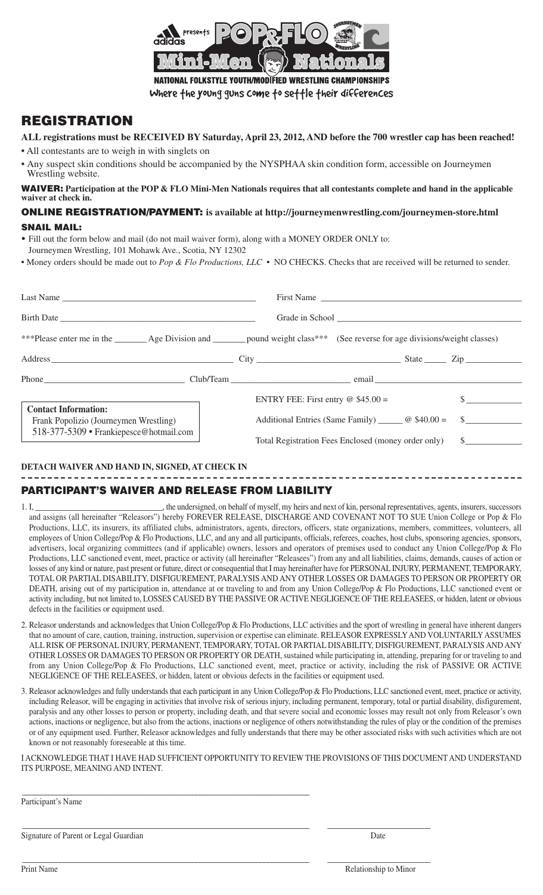adidas presents POP & FLO Mini-Men Nationals

NATIONAL FOLKSTYLE YOUTH/MODIFIED WRESTLING CHAMPIONSHIPS

Where the young guns come to settle their differences

# REGISTRATION

**ALL registrations must be RECEIVED BY Saturday, April 23, 2012, AND before the 700 wrestler cap has been reached!**

- All contestants are to weigh in with singlets on
- Any suspect skin conditions should be accompanied by the NYSPHAA skin condition form, accessible on Journeymen Wrestling website.

**WAIVER: Participation at the POP & FLO Mini-Men Nationals requires that all contestants complete and hand in the applicable waiver at check in.**

**ONLINE REGISTRATION/PAYMENT: is available at http://journeymenwrestling.com/journeymen-store.html**

**SNAIL MAIL:**

- Fill out the form below and mail (do not mail waiver form), along with a MONEY ORDER ONLY to: Journeymen Wrestling, 101 Mohawk Ave., Scotia, NY 12302
- Money orders should be made out to *Pop & Flo Productions, LLC* • NO CHECKS. Checks that are received will be returned to sender.

Last Name ______________________ First Name ______________________

Birth Date ______________________ Grade in School ______________________

***Please enter me in the _______ Age Division and _______ pound weight class*** (See reverse for age divisions/weight classes)

Address ______________________ City ______________________ State _____ Zip __________

Phone ______________________ Club/Team ______________________ email ______________________

**Contact Information:**
Frank Popolizio (Journeymen Wrestling)
518-377-5309 • Frankiepesce@hotmail.com

ENTRY FEE: First entry @ $45.00 = $__________

Additional Entries (Same Family) _____ @ $40.00 = $__________

Total Registration Fees Enclosed (money order only) $__________

**DETACH WAIVER AND HAND IN, SIGNED, AT CHECK IN**

## PARTICIPANT'S WAIVER AND RELEASE FROM LIABILITY

1. I, ______________________, the undersigned, on behalf of myself, my heirs and next of kin, personal representatives, agents, insurers, successors and assigns (all hereinafter "Releasors") hereby FOREVER RELEASE, DISCHARGE AND COVENANT NOT TO SUE Union College or Pop & Flo Productions, LLC, its insurers, its affiliated clubs, administrators, agents, directors, officers, state organizations, members, committees, volunteers, all employees of Union College/Pop & Flo Productions, LLC, and any and all participants, officials, referees, coaches, host clubs, sponsoring agencies, sponsors, advertisers, local organizing committees (and if applicable) owners, lessors and operators of premises used to conduct any Union College/Pop & Flo Productions, LLC sanctioned event, meet, practice or activity (all hereinafter "Releasees") from any and all liabilities, claims, demands, causes of action or losses of any kind or nature, past present or future, direct or consequential that I may hereinafter have for PERSONAL INJURY, PERMANENT, TEMPORARY, TOTAL OR PARTIAL DISABILITY, DISFIGUREMENT, PARALYSIS AND ANY OTHER LOSSES OR DAMAGES TO PERSON OR PROPERTY OR DEATH, arising out of my participation in, attendance at or traveling to and from any Union College/Pop & Flo Productions, LLC sanctioned event or activity including, but not limited to, LOSSES CAUSED BY THE PASSIVE OR ACTIVE NEGLIGENCE OF THE RELEASEES, or hidden, latent or obvious defects in the facilities or equipment used.

2. Releasor understands and acknowledges that Union College/Pop & Flo Productions, LLC activities and the sport of wrestling in general have inherent dangers that no amount of care, caution, training, instruction, supervision or expertise can eliminate. RELEASOR EXPRESSLY AND VOLUNTARILY ASSUMES ALL RISK OF PERSONAL INJURY, PERMANENT, TEMPORARY, TOTAL OR PARTIAL DISABILITY, DISFIGUREMENT, PARALYSIS AND ANY OTHER LOSSES OR DAMAGES TO PERSON OR PROPERTY OR DEATH, sustained while participating in, attending, preparing for or traveling to and from any Union College/Pop & Flo Productions, LLC sanctioned event, meet, practice or activity, including the risk of PASSIVE OR ACTIVE NEGLIGENCE OF THE RELEASEES, or hidden, latent or obvious defects in the facilities or equipment used.

3. Releasor acknowledges and fully understands that each participant in any Union College/Pop & Flo Productions, LLC sanctioned event, meet, practice or activity, including Releasor, will be engaging in activities that involve risk of serious injury, including permanent, temporary, total or partial disability, disfigurement, paralysis and any other losses to person or property, including death, and that severe social and economic losses may result not only from Releasor's own actions, inactions or negligence, but also from the actions, inactions or negligence of others notwithstanding the rules of play or the condition of the premises or of any equipment used. Further, Releasor acknowledges and fully understands that there may be other associated risks with such activities which are not known or not reasonably foreseeable at this time.

I ACKNOWLEDGE THAT I HAVE HAD SUFFICIENT OPPORTUNITY TO REVIEW THE PROVISIONS OF THIS DOCUMENT AND UNDERSTAND ITS PURPOSE, MEANING AND INTENT.

______________________
Participant's Name

______________________ ______________
Signature of Parent or Legal Guardian Date

______________________ ______________
Print Name Relationship to Minor